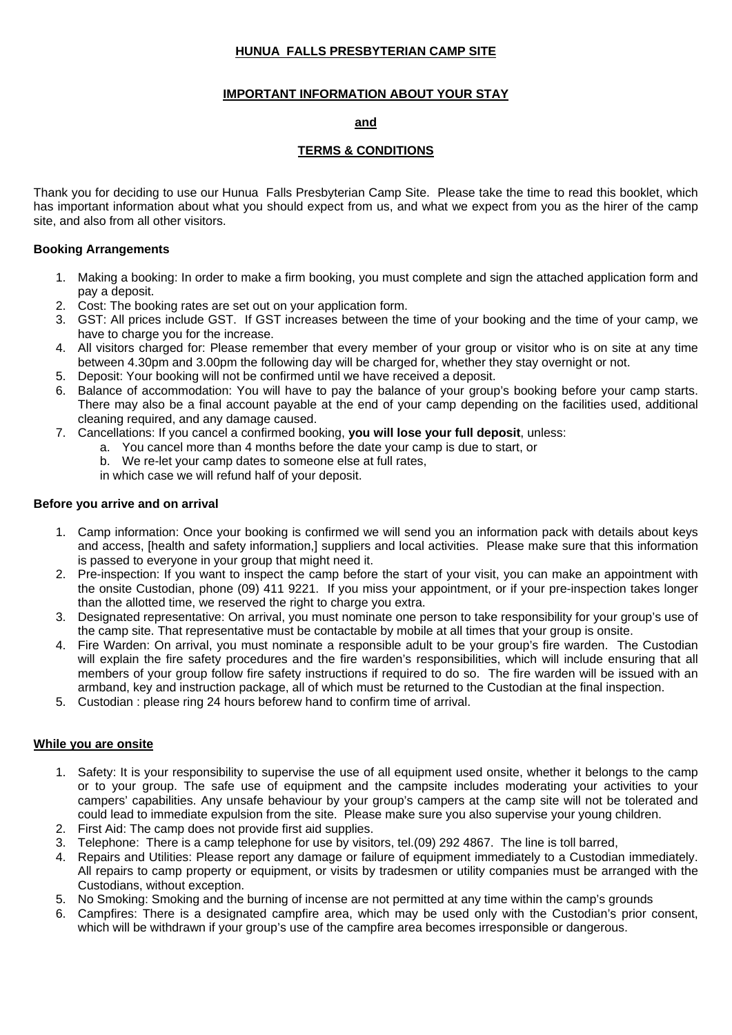# HUNUA FALLS PRESBYTERIAN CAMP SITE

## IMPORTANT INFORMATION ABOUT YOUR STAY

## and

## TERMS & CONDITIONS

Thank you for deciding to use our Hunua Falls Presbyterian Camp Site. Please take the time to read this booklet, which has important information about what you should expect from us, and what we expect from you as the hirer of the camp site, and also from all other visitors.

**Booking Arrangements**

1. Making a booking: In order to make a firm booking, you must complete and sign the attached application form and pay a deposit.
2. Cost: The booking rates are set out on your application form.
3. GST: All prices include GST. If GST increases between the time of your booking and the time of your camp, we have to charge you for the increase.
4. All visitors charged for: Please remember that every member of your group or visitor who is on site at any time between 4.30pm and 3.00pm the following day will be charged for, whether they stay overnight or not.
5. Deposit: Your booking will not be confirmed until we have received a deposit.
6. Balance of accommodation: You will have to pay the balance of your group's booking before your camp starts. There may also be a final account payable at the end of your camp depending on the facilities used, additional cleaning required, and any damage caused.
7. Cancellations: If you cancel a confirmed booking, **you will lose your full deposit**, unless:
   a. You cancel more than 4 months before the date your camp is due to start, or
   b. We re-let your camp dates to someone else at full rates,

   in which case we will refund half of your deposit.

**Before you arrive and on arrival**

1. Camp information: Once your booking is confirmed we will send you an information pack with details about keys and access, [health and safety information,] suppliers and local activities. Please make sure that this information is passed to everyone in your group that might need it.
2. Pre-inspection: If you want to inspect the camp before the start of your visit, you can make an appointment with the onsite Custodian, phone (09) 411 9221. If you miss your appointment, or if your pre-inspection takes longer than the allotted time, we reserved the right to charge you extra.
3. Designated representative: On arrival, you must nominate one person to take responsibility for your group's use of the camp site. That representative must be contactable by mobile at all times that your group is onsite.
4. Fire Warden: On arrival, you must nominate a responsible adult to be your group's fire warden. The Custodian will explain the fire safety procedures and the fire warden's responsibilities, which will include ensuring that all members of your group follow fire safety instructions if required to do so. The fire warden will be issued with an armband, key and instruction package, all of which must be returned to the Custodian at the final inspection.
5. Custodian : please ring 24 hours beforew hand to confirm time of arrival.

**While you are onsite**

1. Safety: It is your responsibility to supervise the use of all equipment used onsite, whether it belongs to the camp or to your group. The safe use of equipment and the campsite includes moderating your activities to your campers' capabilities. Any unsafe behaviour by your group's campers at the camp site will not be tolerated and could lead to immediate expulsion from the site. Please make sure you also supervise your young children.
2. First Aid: The camp does not provide first aid supplies.
3. Telephone: There is a camp telephone for use by visitors, tel.(09) 292 4867. The line is toll barred,
4. Repairs and Utilities: Please report any damage or failure of equipment immediately to a Custodian immediately. All repairs to camp property or equipment, or visits by tradesmen or utility companies must be arranged with the Custodians, without exception.
5. No Smoking: Smoking and the burning of incense are not permitted at any time within the camp's grounds
6. Campfires: There is a designated campfire area, which may be used only with the Custodian's prior consent, which will be withdrawn if your group's use of the campfire area becomes irresponsible or dangerous.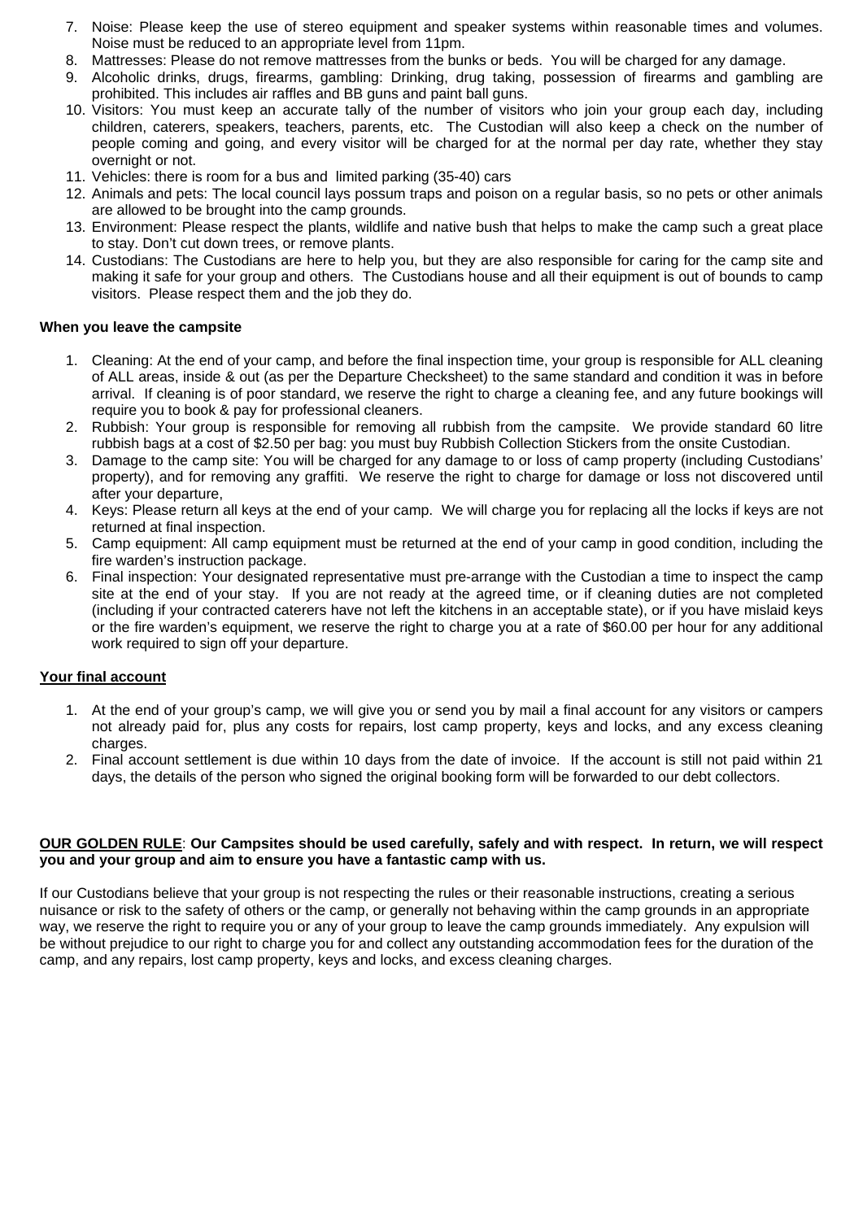7. Noise: Please keep the use of stereo equipment and speaker systems within reasonable times and volumes. Noise must be reduced to an appropriate level from 11pm.
8. Mattresses: Please do not remove mattresses from the bunks or beds. You will be charged for any damage.
9. Alcoholic drinks, drugs, firearms, gambling: Drinking, drug taking, possession of firearms and gambling are prohibited. This includes air raffles and BB guns and paint ball guns.
10. Visitors: You must keep an accurate tally of the number of visitors who join your group each day, including children, caterers, speakers, teachers, parents, etc. The Custodian will also keep a check on the number of people coming and going, and every visitor will be charged for at the normal per day rate, whether they stay overnight or not.
11. Vehicles: there is room for a bus and limited parking (35-40) cars
12. Animals and pets: The local council lays possum traps and poison on a regular basis, so no pets or other animals are allowed to be brought into the camp grounds.
13. Environment: Please respect the plants, wildlife and native bush that helps to make the camp such a great place to stay. Don't cut down trees, or remove plants.
14. Custodians: The Custodians are here to help you, but they are also responsible for caring for the camp site and making it safe for your group and others. The Custodians house and all their equipment is out of bounds to camp visitors. Please respect them and the job they do.

**When you leave the campsite**

1. Cleaning: At the end of your camp, and before the final inspection time, your group is responsible for ALL cleaning of ALL areas, inside & out (as per the Departure Checksheet) to the same standard and condition it was in before arrival. If cleaning is of poor standard, we reserve the right to charge a cleaning fee, and any future bookings will require you to book & pay for professional cleaners.
2. Rubbish: Your group is responsible for removing all rubbish from the campsite. We provide standard 60 litre rubbish bags at a cost of $2.50 per bag: you must buy Rubbish Collection Stickers from the onsite Custodian.
3. Damage to the camp site: You will be charged for any damage to or loss of camp property (including Custodians' property), and for removing any graffiti. We reserve the right to charge for damage or loss not discovered until after your departure,
4. Keys: Please return all keys at the end of your camp. We will charge you for replacing all the locks if keys are not returned at final inspection.
5. Camp equipment: All camp equipment must be returned at the end of your camp in good condition, including the fire warden's instruction package.
6. Final inspection: Your designated representative must pre-arrange with the Custodian a time to inspect the camp site at the end of your stay. If you are not ready at the agreed time, or if cleaning duties are not completed (including if your contracted caterers have not left the kitchens in an acceptable state), or if you have mislaid keys or the fire warden's equipment, we reserve the right to charge you at a rate of $60.00 per hour for any additional work required to sign off your departure.

**<u>Your final account</u>**

1. At the end of your group's camp, we will give you or send you by mail a final account for any visitors or campers not already paid for, plus any costs for repairs, lost camp property, keys and locks, and any excess cleaning charges.
2. Final account settlement is due within 10 days from the date of invoice. If the account is still not paid within 21 days, the details of the person who signed the original booking form will be forwarded to our debt collectors.

**<u>OUR GOLDEN RULE</u>: Our Campsites should be used carefully, safely and with respect. In return, we will respect you and your group and aim to ensure you have a fantastic camp with us.**

If our Custodians believe that your group is not respecting the rules or their reasonable instructions, creating a serious nuisance or risk to the safety of others or the camp, or generally not behaving within the camp grounds in an appropriate way, we reserve the right to require you or any of your group to leave the camp grounds immediately. Any expulsion will be without prejudice to our right to charge you for and collect any outstanding accommodation fees for the duration of the camp, and any repairs, lost camp property, keys and locks, and excess cleaning charges.